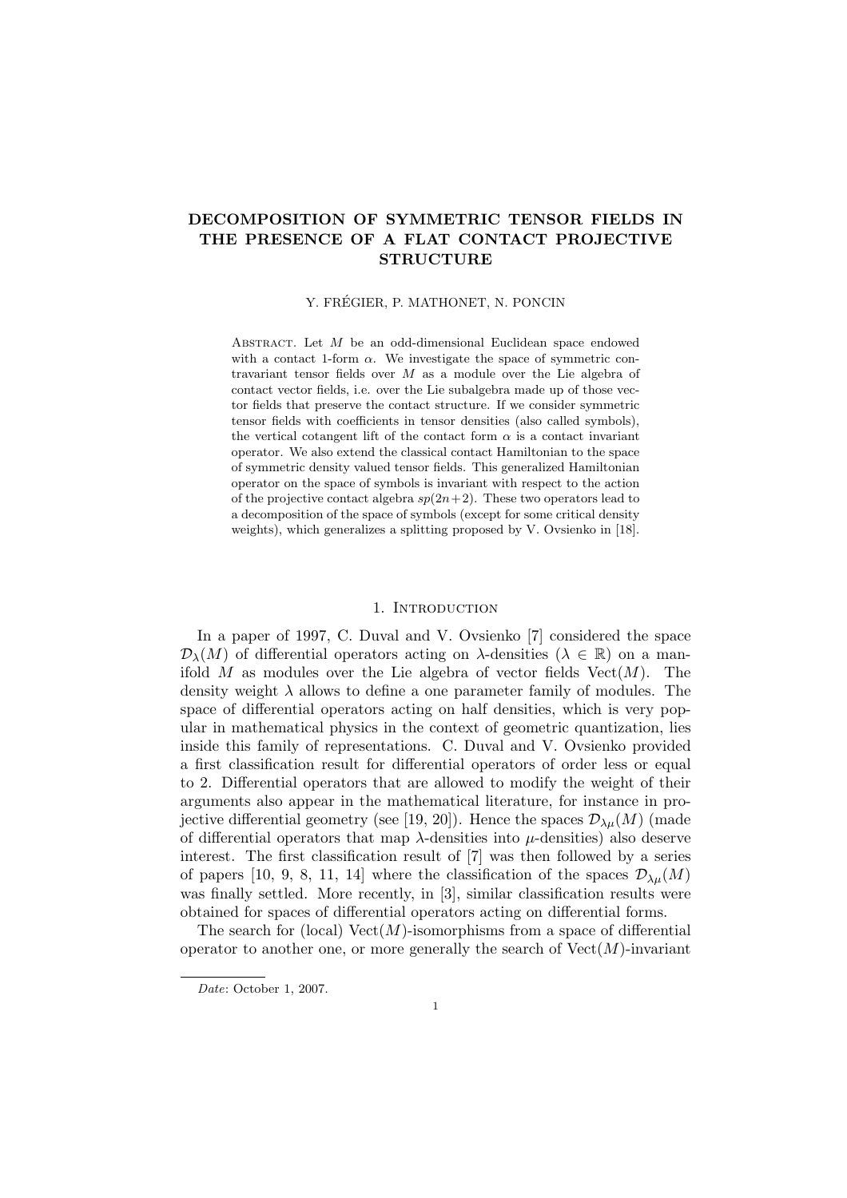# DECOMPOSITION OF SYMMETRIC TENSOR FIELDS IN THE PRESENCE OF A FLAT CONTACT PROJECTIVE STRUCTURE

Y. FRÉGIER, P. MATHONET, N. PONCIN

Abstract. Let $M$ be an odd-dimensional Euclidean space endowed with a contact 1-form $\alpha$. We investigate the space of symmetric contravariant tensor fields over $M$ as a module over the Lie algebra of contact vector fields, i.e. over the Lie subalgebra made up of those vector fields that preserve the contact structure. If we consider symmetric tensor fields with coefficients in tensor densities (also called symbols), the vertical cotangent lift of the contact form $\alpha$ is a contact invariant operator. We also extend the classical contact Hamiltonian to the space of symmetric density valued tensor fields. This generalized Hamiltonian operator on the space of symbols is invariant with respect to the action of the projective contact algebra $sp(2n+2)$. These two operators lead to a decomposition of the space of symbols (except for some critical density weights), which generalizes a splitting proposed by V. Ovsienko in [18].

## 1. Introduction

In a paper of 1997, C. Duval and V. Ovsienko [7] considered the space $\mathcal{D}_\lambda(M)$ of differential operators acting on $\lambda$-densities ($\lambda \in \mathbb{R}$) on a manifold $M$ as modules over the Lie algebra of vector fields $\mathrm{Vect}(M)$. The density weight $\lambda$ allows to define a one parameter family of modules. The space of differential operators acting on half densities, which is very popular in mathematical physics in the context of geometric quantization, lies inside this family of representations. C. Duval and V. Ovsienko provided a first classification result for differential operators of order less or equal to 2. Differential operators that are allowed to modify the weight of their arguments also appear in the mathematical literature, for instance in projective differential geometry (see [19, 20]). Hence the spaces $\mathcal{D}_{\lambda\mu}(M)$ (made of differential operators that map $\lambda$-densities into $\mu$-densities) also deserve interest. The first classification result of [7] was then followed by a series of papers [10, 9, 8, 11, 14] where the classification of the spaces $\mathcal{D}_{\lambda\mu}(M)$ was finally settled. More recently, in [3], similar classification results were obtained for spaces of differential operators acting on differential forms.

The search for (local) $\mathrm{Vect}(M)$-isomorphisms from a space of differential operator to another one, or more generally the search of $\mathrm{Vect}(M)$-invariant

*Date*: October 1, 2007.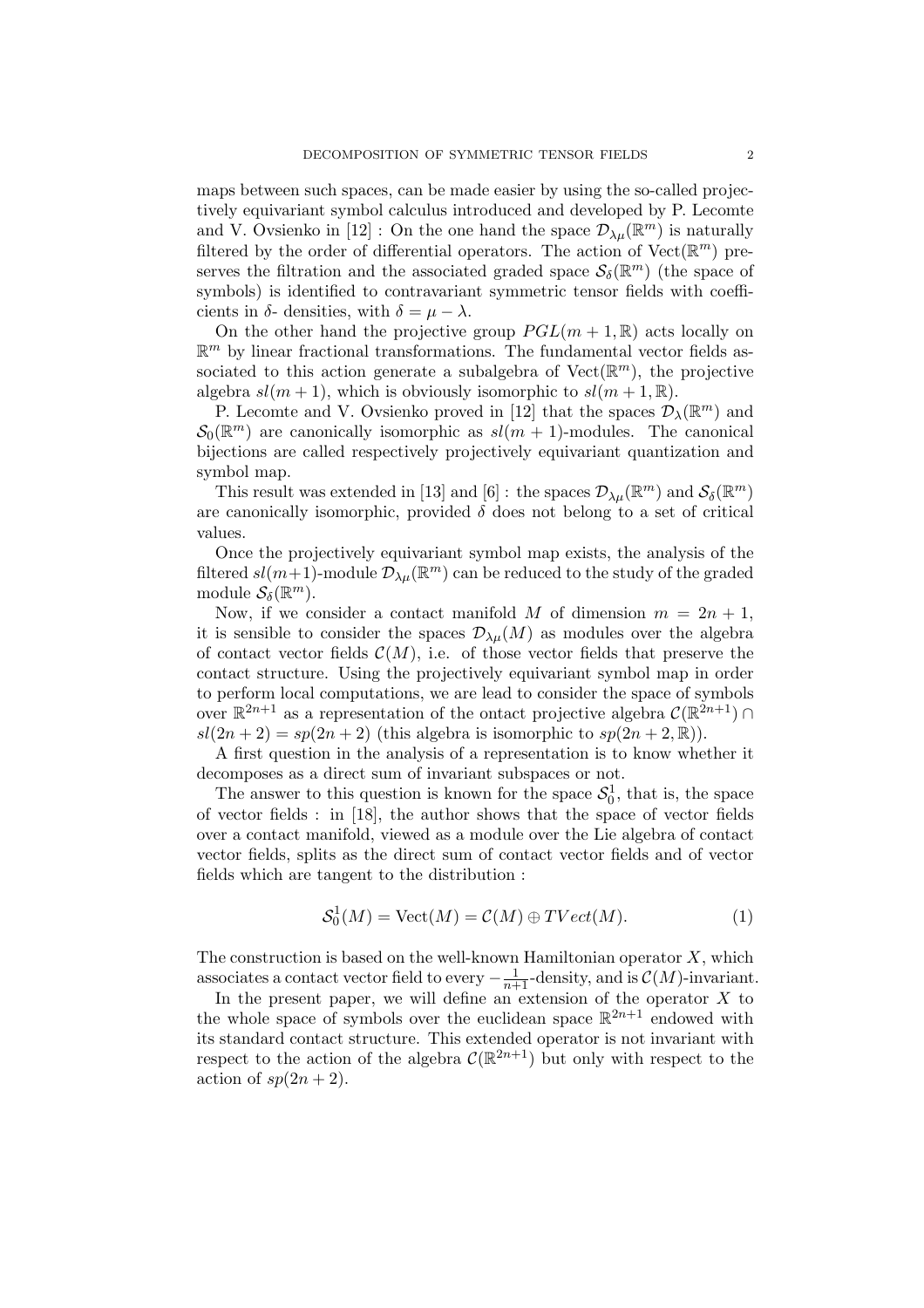maps between such spaces, can be made easier by using the so-called projectively equivariant symbol calculus introduced and developed by P. Lecomte and V. Ovsienko in [12] : On the one hand the space $\mathcal{D}_{\lambda\mu}(\mathbb{R}^m)$ is naturally filtered by the order of differential operators. The action of $\mathrm{Vect}(\mathbb{R}^m)$ preserves the filtration and the associated graded space $\mathcal{S}_\delta(\mathbb{R}^m)$ (the space of symbols) is identified to contravariant symmetric tensor fields with coefficients in $\delta$- densities, with $\delta = \mu - \lambda$.

On the other hand the projective group $PGL(m+1, \mathbb{R})$ acts locally on $\mathbb{R}^m$ by linear fractional transformations. The fundamental vector fields associated to this action generate a subalgebra of $\mathrm{Vect}(\mathbb{R}^m)$, the projective algebra $sl(m+1)$, which is obviously isomorphic to $sl(m+1, \mathbb{R})$.

P. Lecomte and V. Ovsienko proved in [12] that the spaces $\mathcal{D}_\lambda(\mathbb{R}^m)$ and $\mathcal{S}_0(\mathbb{R}^m)$ are canonically isomorphic as $sl(m+1)$-modules. The canonical bijections are called respectively projectively equivariant quantization and symbol map.

This result was extended in [13] and [6] : the spaces $\mathcal{D}_{\lambda\mu}(\mathbb{R}^m)$ and $\mathcal{S}_\delta(\mathbb{R}^m)$ are canonically isomorphic, provided $\delta$ does not belong to a set of critical values.

Once the projectively equivariant symbol map exists, the analysis of the filtered $sl(m+1)$-module $\mathcal{D}_{\lambda\mu}(\mathbb{R}^m)$ can be reduced to the study of the graded module $\mathcal{S}_\delta(\mathbb{R}^m)$.

Now, if we consider a contact manifold $M$ of dimension $m = 2n+1$, it is sensible to consider the spaces $\mathcal{D}_{\lambda\mu}(M)$ as modules over the algebra of contact vector fields $\mathcal{C}(M)$, i.e. of those vector fields that preserve the contact structure. Using the projectively equivariant symbol map in order to perform local computations, we are lead to consider the space of symbols over $\mathbb{R}^{2n+1}$ as a representation of the ontact projective algebra $\mathcal{C}(\mathbb{R}^{2n+1}) \cap sl(2n+2) = sp(2n+2)$ (this algebra is isomorphic to $sp(2n+2, \mathbb{R})$).

A first question in the analysis of a representation is to know whether it decomposes as a direct sum of invariant subspaces or not.

The answer to this question is known for the space $\mathcal{S}_0^1$, that is, the space of vector fields : in [18], the author shows that the space of vector fields over a contact manifold, viewed as a module over the Lie algebra of contact vector fields, splits as the direct sum of contact vector fields and of vector fields which are tangent to the distribution :

$$\mathcal{S}_0^1(M) = \mathrm{Vect}(M) = \mathcal{C}(M) \oplus TVect(M). \tag{1}$$

The construction is based on the well-known Hamiltonian operator $X$, which associates a contact vector field to every $-\frac{1}{n+1}$-density, and is $\mathcal{C}(M)$-invariant.

In the present paper, we will define an extension of the operator $X$ to the whole space of symbols over the euclidean space $\mathbb{R}^{2n+1}$ endowed with its standard contact structure. This extended operator is not invariant with respect to the action of the algebra $\mathcal{C}(\mathbb{R}^{2n+1})$ but only with respect to the action of $sp(2n+2)$.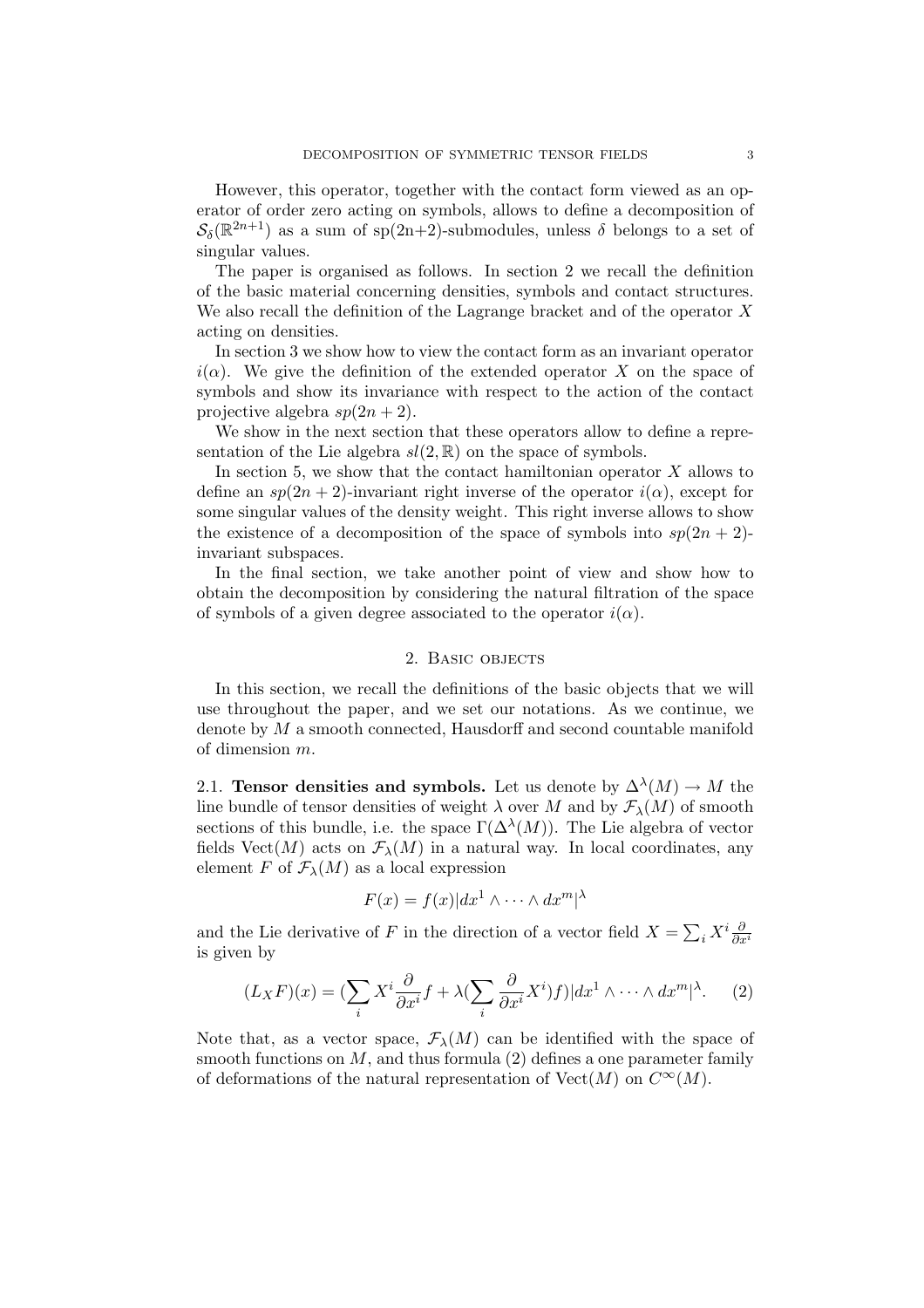However, this operator, together with the contact form viewed as an operator of order zero acting on symbols, allows to define a decomposition of $\mathcal{S}_\delta(\mathbb{R}^{2n+1})$ as a sum of sp(2n+2)-submodules, unless $\delta$ belongs to a set of singular values.

The paper is organised as follows. In section 2 we recall the definition of the basic material concerning densities, symbols and contact structures. We also recall the definition of the Lagrange bracket and of the operator $X$ acting on densities.

In section 3 we show how to view the contact form as an invariant operator $i(\alpha)$. We give the definition of the extended operator $X$ on the space of symbols and show its invariance with respect to the action of the contact projective algebra $sp(2n+2)$.

We show in the next section that these operators allow to define a representation of the Lie algebra $sl(2,\mathbb{R})$ on the space of symbols.

In section 5, we show that the contact hamiltonian operator $X$ allows to define an $sp(2n+2)$-invariant right inverse of the operator $i(\alpha)$, except for some singular values of the density weight. This right inverse allows to show the existence of a decomposition of the space of symbols into $sp(2n+2)$-invariant subspaces.

In the final section, we take another point of view and show how to obtain the decomposition by considering the natural filtration of the space of symbols of a given degree associated to the operator $i(\alpha)$.

## 2. Basic objects

In this section, we recall the definitions of the basic objects that we will use throughout the paper, and we set our notations. As we continue, we denote by $M$ a smooth connected, Hausdorff and second countable manifold of dimension $m$.

2.1. **Tensor densities and symbols.** Let us denote by $\Delta^\lambda(M) \to M$ the line bundle of tensor densities of weight $\lambda$ over $M$ and by $\mathcal{F}_\lambda(M)$ of smooth sections of this bundle, i.e. the space $\Gamma(\Delta^\lambda(M))$. The Lie algebra of vector fields $\mathrm{Vect}(M)$ acts on $\mathcal{F}_\lambda(M)$ in a natural way. In local coordinates, any element $F$ of $\mathcal{F}_\lambda(M)$ as a local expression

$$F(x) = f(x)|dx^1 \wedge \cdots \wedge dx^m|^\lambda$$

and the Lie derivative of $F$ in the direction of a vector field $X = \sum_i X^i \frac{\partial}{\partial x^i}$ is given by

$$(L_X F)(x) = (\sum_i X^i \frac{\partial}{\partial x^i} f + \lambda(\sum_i \frac{\partial}{\partial x^i} X^i) f)|dx^1 \wedge \cdots \wedge dx^m|^\lambda. \quad (2)$$

Note that, as a vector space, $\mathcal{F}_\lambda(M)$ can be identified with the space of smooth functions on $M$, and thus formula (2) defines a one parameter family of deformations of the natural representation of $\mathrm{Vect}(M)$ on $C^\infty(M)$.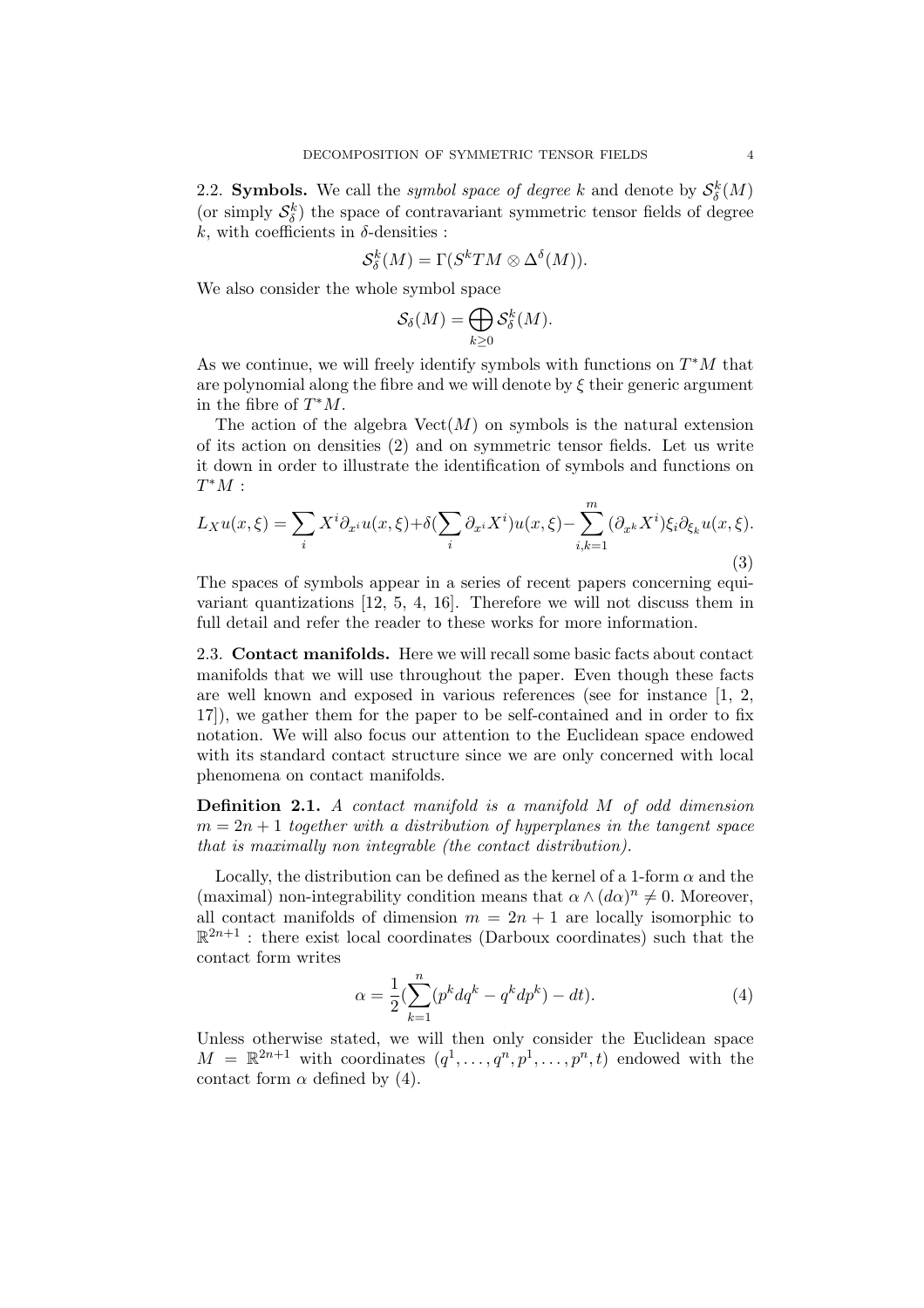2.2. **Symbols.** We call the *symbol space of degree* $k$ and denote by $\mathcal{S}^k_\delta(M)$ (or simply $\mathcal{S}^k_\delta$) the space of contravariant symmetric tensor fields of degree $k$, with coefficients in $\delta$-densities :

$$\mathcal{S}^k_\delta(M) = \Gamma(S^kTM \otimes \Delta^\delta(M)).$$

We also consider the whole symbol space

$$\mathcal{S}_\delta(M) = \bigoplus_{k\geq 0} \mathcal{S}^k_\delta(M).$$

As we continue, we will freely identify symbols with functions on $T^*M$ that are polynomial along the fibre and we will denote by $\xi$ their generic argument in the fibre of $T^*M$.

The action of the algebra $\mathrm{Vect}(M)$ on symbols is the natural extension of its action on densities (2) and on symmetric tensor fields. Let us write it down in order to illustrate the identification of symbols and functions on $T^*M$ :

$$L_X u(x,\xi) = \sum_i X^i \partial_{x^i} u(x,\xi) + \delta(\sum_i \partial_{x^i} X^i) u(x,\xi) - \sum_{i,k=1}^m (\partial_{x^k} X^i)\xi_i \partial_{\xi_k} u(x,\xi). \tag{3}$$

The spaces of symbols appear in a series of recent papers concerning equivariant quantizations [12, 5, 4, 16]. Therefore we will not discuss them in full detail and refer the reader to these works for more information.

2.3. **Contact manifolds.** Here we will recall some basic facts about contact manifolds that we will use throughout the paper. Even though these facts are well known and exposed in various references (see for instance [1, 2, 17]), we gather them for the paper to be self-contained and in order to fix notation. We will also focus our attention to the Euclidean space endowed with its standard contact structure since we are only concerned with local phenomena on contact manifolds.

**Definition 2.1.** *A contact manifold is a manifold $M$ of odd dimension $m = 2n+1$ together with a distribution of hyperplanes in the tangent space that is maximally non integrable (the contact distribution).*

Locally, the distribution can be defined as the kernel of a 1-form $\alpha$ and the (maximal) non-integrability condition means that $\alpha \wedge (d\alpha)^n \neq 0$. Moreover, all contact manifolds of dimension $m = 2n+1$ are locally isomorphic to $\mathbb{R}^{2n+1}$ : there exist local coordinates (Darboux coordinates) such that the contact form writes

$$\alpha = \frac{1}{2}(\sum_{k=1}^n (p^k dq^k - q^k dp^k) - dt). \tag{4}$$

Unless otherwise stated, we will then only consider the Euclidean space $M = \mathbb{R}^{2n+1}$ with coordinates $(q^1, \ldots, q^n, p^1, \ldots, p^n, t)$ endowed with the contact form $\alpha$ defined by (4).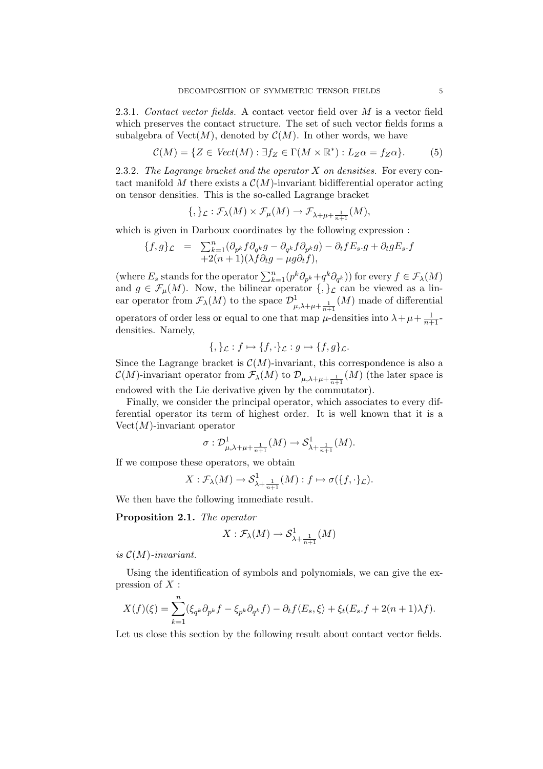2.3.1. *Contact vector fields.* A contact vector field over $M$ is a vector field which preserves the contact structure. The set of such vector fields forms a subalgebra of $\mathrm{Vect}(M)$, denoted by $\mathcal{C}(M)$. In other words, we have

$$\mathcal{C}(M) = \{Z \in Vect(M) : \exists f_Z \in \Gamma(M \times \mathbb{R}^*) : L_Z\alpha = f_Z\alpha\}. \tag{5}$$

2.3.2. *The Lagrange bracket and the operator $X$ on densities.* For every contact manifold $M$ there exists a $\mathcal{C}(M)$-invariant bidifferential operator acting on tensor densities. This is the so-called Lagrange bracket

$$\{,\}_{\mathcal{L}} : \mathcal{F}_\lambda(M) \times \mathcal{F}_\mu(M) \to \mathcal{F}_{\lambda+\mu+\frac{1}{n+1}}(M),$$

which is given in Darboux coordinates by the following expression :

$$\begin{array}{rcl}\{f,g\}_{\mathcal{L}} & = & \sum_{k=1}^n(\partial_{p^k}f\partial_{q^k}g - \partial_{q^k}f\partial_{p^k}g) - \partial_t f E_s.g + \partial_t g E_s.f \\ & & +2(n+1)(\lambda f\partial_t g - \mu g\partial_t f),\end{array}$$

(where $E_s$ stands for the operator $\sum_{k=1}^n(p^k\partial_{p^k}+q^k\partial_{q^k})$) for every $f \in \mathcal{F}_\lambda(M)$ and $g \in \mathcal{F}_\mu(M)$. Now, the bilinear operator $\{,\}_{\mathcal{L}}$ can be viewed as a linear operator from $\mathcal{F}_\lambda(M)$ to the space $\mathcal{D}^1_{\mu,\lambda+\mu+\frac{1}{n+1}}(M)$ made of differential operators of order less or equal to one that map $\mu$-densities into $\lambda+\mu+\frac{1}{n+1}$-densities. Namely,

$$\{,\}_{\mathcal{L}} : f \mapsto \{f,\cdot\}_{\mathcal{L}} : g \mapsto \{f,g\}_{\mathcal{L}}.$$

Since the Lagrange bracket is $\mathcal{C}(M)$-invariant, this correspondence is also a $\mathcal{C}(M)$-invariant operator from $\mathcal{F}_\lambda(M)$ to $\mathcal{D}_{\mu,\lambda+\mu+\frac{1}{n+1}}(M)$ (the later space is endowed with the Lie derivative given by the commutator).

Finally, we consider the principal operator, which associates to every differential operator its term of highest order. It is well known that it is a $\mathrm{Vect}(M)$-invariant operator

$$\sigma : \mathcal{D}^1_{\mu,\lambda+\mu+\frac{1}{n+1}}(M) \to \mathcal{S}^1_{\lambda+\frac{1}{n+1}}(M).$$

If we compose these operators, we obtain

$$X : \mathcal{F}_\lambda(M) \to \mathcal{S}^1_{\lambda+\frac{1}{n+1}}(M) : f \mapsto \sigma(\{f,\cdot\}_{\mathcal{L}}).$$

We then have the following immediate result.

**Proposition 2.1.** *The operator*

$$X : \mathcal{F}_\lambda(M) \to \mathcal{S}^1_{\lambda+\frac{1}{n+1}}(M)$$

*is $\mathcal{C}(M)$-invariant.*

Using the identification of symbols and polynomials, we can give the expression of $X$ :

$$X(f)(\xi) = \sum_{k=1}^n(\xi_{q^k}\partial_{p^k}f - \xi_{p^k}\partial_{q^k}f) - \partial_t f\langle E_s, \xi\rangle + \xi_t(E_s.f + 2(n+1)\lambda f).$$

Let us close this section by the following result about contact vector fields.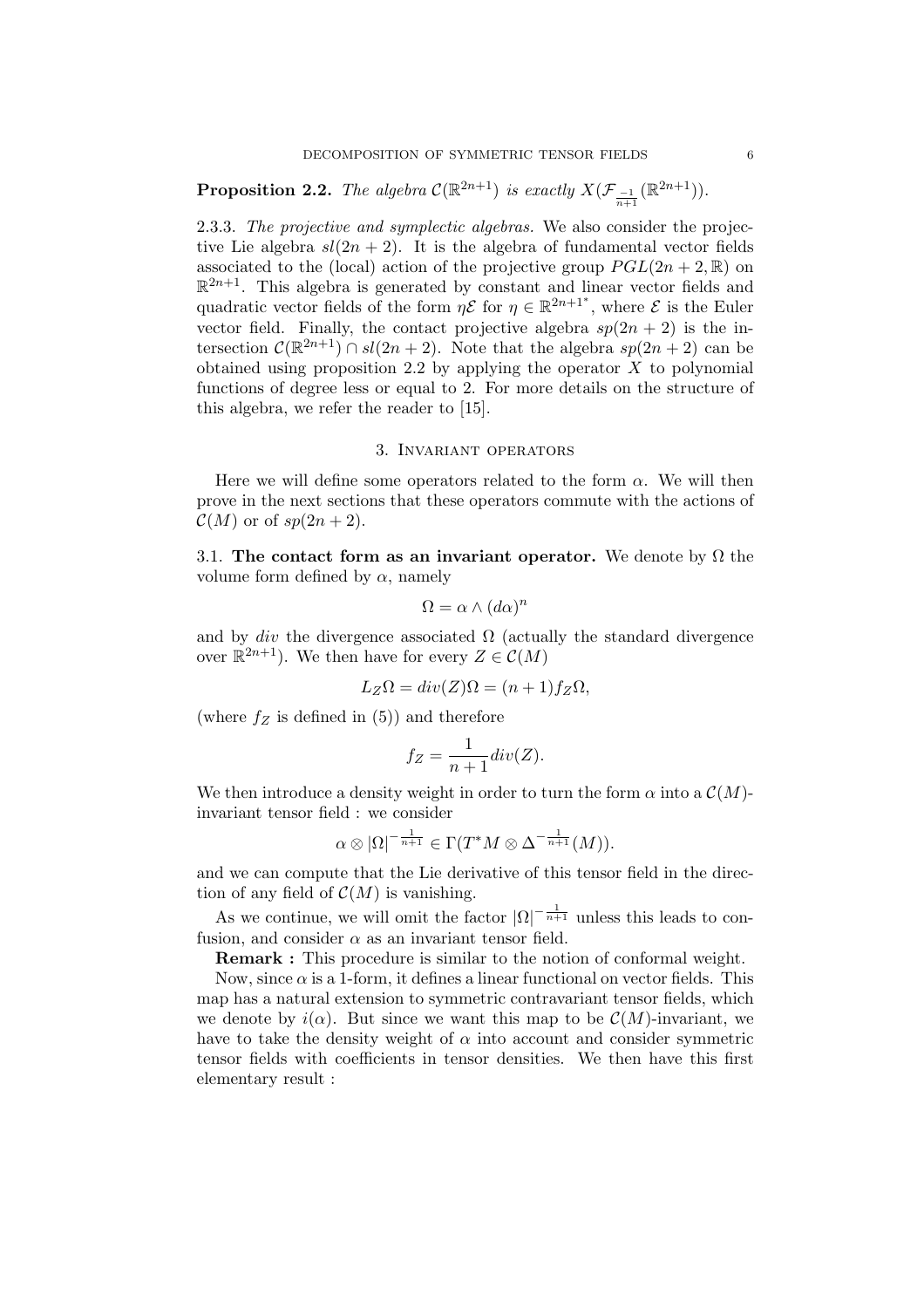**Proposition 2.2.** *The algebra $\mathcal{C}(\mathbb{R}^{2n+1})$ is exactly $X(\mathcal{F}_{\frac{-1}{n+1}}(\mathbb{R}^{2n+1}))$.*

2.3.3. *The projective and symplectic algebras.* We also consider the projective Lie algebra $sl(2n+2)$. It is the algebra of fundamental vector fields associated to the (local) action of the projective group $PGL(2n+2,\mathbb{R})$ on $\mathbb{R}^{2n+1}$. This algebra is generated by constant and linear vector fields and quadratic vector fields of the form $\eta\mathcal{E}$ for $\eta \in \mathbb{R}^{2n+1^*}$, where $\mathcal{E}$ is the Euler vector field. Finally, the contact projective algebra $sp(2n+2)$ is the intersection $\mathcal{C}(\mathbb{R}^{2n+1}) \cap sl(2n+2)$. Note that the algebra $sp(2n+2)$ can be obtained using proposition 2.2 by applying the operator $X$ to polynomial functions of degree less or equal to 2. For more details on the structure of this algebra, we refer the reader to [15].

## 3. Invariant operators

Here we will define some operators related to the form $\alpha$. We will then prove in the next sections that these operators commute with the actions of $\mathcal{C}(M)$ or of $sp(2n+2)$.

### 3.1. The contact form as an invariant operator.

We denote by $\Omega$ the volume form defined by $\alpha$, namely

$$\Omega = \alpha \wedge (d\alpha)^n$$

and by $div$ the divergence associated $\Omega$ (actually the standard divergence over $\mathbb{R}^{2n+1}$). We then have for every $Z \in \mathcal{C}(M)$

$$L_Z\Omega = div(Z)\Omega = (n+1)f_Z\Omega,$$

(where $f_Z$ is defined in (5)) and therefore

$$f_Z = \frac{1}{n+1}div(Z).$$

We then introduce a density weight in order to turn the form $\alpha$ into a $\mathcal{C}(M)$-invariant tensor field : we consider

$$\alpha \otimes |\Omega|^{-\frac{1}{n+1}} \in \Gamma(T^*M \otimes \Delta^{-\frac{1}{n+1}}(M)).$$

and we can compute that the Lie derivative of this tensor field in the direction of any field of $\mathcal{C}(M)$ is vanishing.

As we continue, we will omit the factor $|\Omega|^{-\frac{1}{n+1}}$ unless this leads to confusion, and consider $\alpha$ as an invariant tensor field.

**Remark :** This procedure is similar to the notion of conformal weight.

Now, since $\alpha$ is a 1-form, it defines a linear functional on vector fields. This map has a natural extension to symmetric contravariant tensor fields, which we denote by $i(\alpha)$. But since we want this map to be $\mathcal{C}(M)$-invariant, we have to take the density weight of $\alpha$ into account and consider symmetric tensor fields with coefficients in tensor densities. We then have this first elementary result :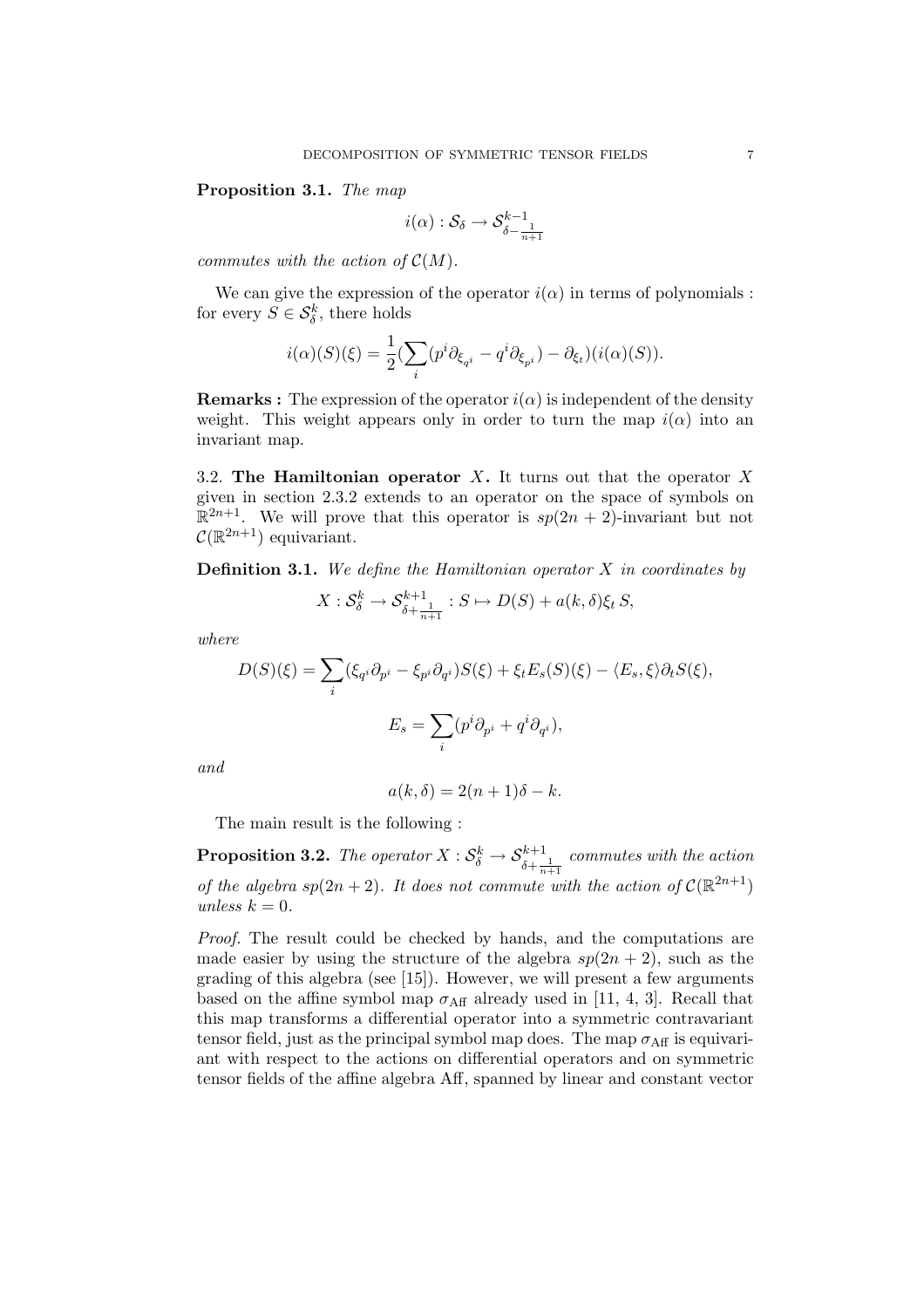**Proposition 3.1.** *The map*

$$i(\alpha) : \mathcal{S}_\delta \to \mathcal{S}^{k-1}_{\delta - \frac{1}{n+1}}$$

*commutes with the action of* $\mathcal{C}(M)$.

We can give the expression of the operator $i(\alpha)$ in terms of polynomials : for every $S \in \mathcal{S}^k_\delta$, there holds

$$i(\alpha)(S)(\xi) = \frac{1}{2}(\sum_i (p^i \partial_{\xi_{q^i}} - q^i \partial_{\xi_{p^i}}) - \partial_{\xi_t})(i(\alpha)(S)).$$

**Remarks :** The expression of the operator $i(\alpha)$ is independent of the density weight. This weight appears only in order to turn the map $i(\alpha)$ into an invariant map.

3.2. **The Hamiltonian operator** $X$**.** It turns out that the operator $X$ given in section 2.3.2 extends to an operator on the space of symbols on $\mathbb{R}^{2n+1}$. We will prove that this operator is $sp(2n+2)$-invariant but not $\mathcal{C}(\mathbb{R}^{2n+1})$ equivariant.

**Definition 3.1.** *We define the Hamiltonian operator* $X$ *in coordinates by*

$$X : \mathcal{S}^k_\delta \to \mathcal{S}^{k+1}_{\delta + \frac{1}{n+1}} : S \mapsto D(S) + a(k,\delta)\xi_t\, S,$$

*where*

$$D(S)(\xi) = \sum_i (\xi_{q^i}\partial_{p^i} - \xi_{p^i}\partial_{q^i})S(\xi) + \xi_t E_s(S)(\xi) - \langle E_s, \xi\rangle \partial_t S(\xi),$$

$$E_s = \sum_i (p^i \partial_{p^i} + q^i \partial_{q^i}),$$

*and*

$$a(k,\delta) = 2(n+1)\delta - k.$$

The main result is the following :

**Proposition 3.2.** *The operator* $X : \mathcal{S}^k_\delta \to \mathcal{S}^{k+1}_{\delta+\frac{1}{n+1}}$ *commutes with the action of the algebra* $sp(2n+2)$*. It does not commute with the action of* $\mathcal{C}(\mathbb{R}^{2n+1})$ *unless* $k = 0$.

*Proof.* The result could be checked by hands, and the computations are made easier by using the structure of the algebra $sp(2n+2)$, such as the grading of this algebra (see [15]). However, we will present a few arguments based on the affine symbol map $\sigma_{\mathrm{Aff}}$ already used in [11, 4, 3]. Recall that this map transforms a differential operator into a symmetric contravariant tensor field, just as the principal symbol map does. The map $\sigma_{\mathrm{Aff}}$ is equivariant with respect to the actions on differential operators and on symmetric tensor fields of the affine algebra Aff, spanned by linear and constant vector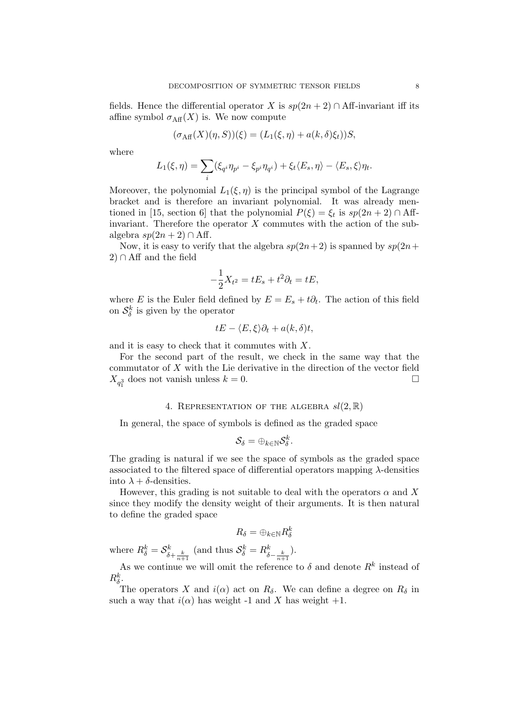fields. Hence the differential operator $X$ is $sp(2n+2) \cap \mathrm{Aff}$-invariant iff its affine symbol $\sigma_{\mathrm{Aff}}(X)$ is. We now compute

$$(\sigma_{\mathrm{Aff}}(X)(\eta, S))(\xi) = (L_1(\xi, \eta) + a(k, \delta)\xi_t))S,$$

where

$$L_1(\xi, \eta) = \sum_i (\xi_{q^i}\eta_{p^i} - \xi_{p^i}\eta_{q^i}) + \xi_t \langle E_s, \eta \rangle - \langle E_s, \xi \rangle \eta_t.$$

Moreover, the polynomial $L_1(\xi, \eta)$ is the principal symbol of the Lagrange bracket and is therefore an invariant polynomial. It was already mentioned in [15, section 6] that the polynomial $P(\xi) = \xi_t$ is $sp(2n+2) \cap \mathrm{Aff}$-invariant. Therefore the operator $X$ commutes with the action of the subalgebra $sp(2n+2) \cap \mathrm{Aff}$.

Now, it is easy to verify that the algebra $sp(2n+2)$ is spanned by $sp(2n+2) \cap \mathrm{Aff}$ and the field

$$-\frac{1}{2}X_{t^2} = tE_s + t^2\partial_t = tE,$$

where $E$ is the Euler field defined by $E = E_s + t\partial_t$. The action of this field on $\mathcal{S}^k_\delta$ is given by the operator

$$tE - \langle E, \xi \rangle \partial_t + a(k, \delta)t,$$

and it is easy to check that it commutes with $X$.

For the second part of the result, we check in the same way that the commutator of $X$ with the Lie derivative in the direction of the vector field $X_{q_1^3}$ does not vanish unless $k = 0$. □

## 4. Representation of the algebra $sl(2, \mathbb{R})$

In general, the space of symbols is defined as the graded space

$$\mathcal{S}_\delta = \oplus_{k \in \mathbb{N}} \mathcal{S}^k_\delta.$$

The grading is natural if we see the space of symbols as the graded space associated to the filtered space of differential operators mapping $\lambda$-densities into $\lambda + \delta$-densities.

However, this grading is not suitable to deal with the operators $\alpha$ and $X$ since they modify the density weight of their arguments. It is then natural to define the graded space

$$R_\delta = \oplus_{k \in \mathbb{N}} R^k_\delta$$

where $R^k_\delta = \mathcal{S}^k_{\delta + \frac{k}{n+1}}$ (and thus $\mathcal{S}^k_\delta = R^k_{\delta - \frac{k}{n+1}}$).

As we continue we will omit the reference to $\delta$ and denote $R^k$ instead of $R^k_\delta$.

The operators $X$ and $i(\alpha)$ act on $R_\delta$. We can define a degree on $R_\delta$ in such a way that $i(\alpha)$ has weight -1 and $X$ has weight +1.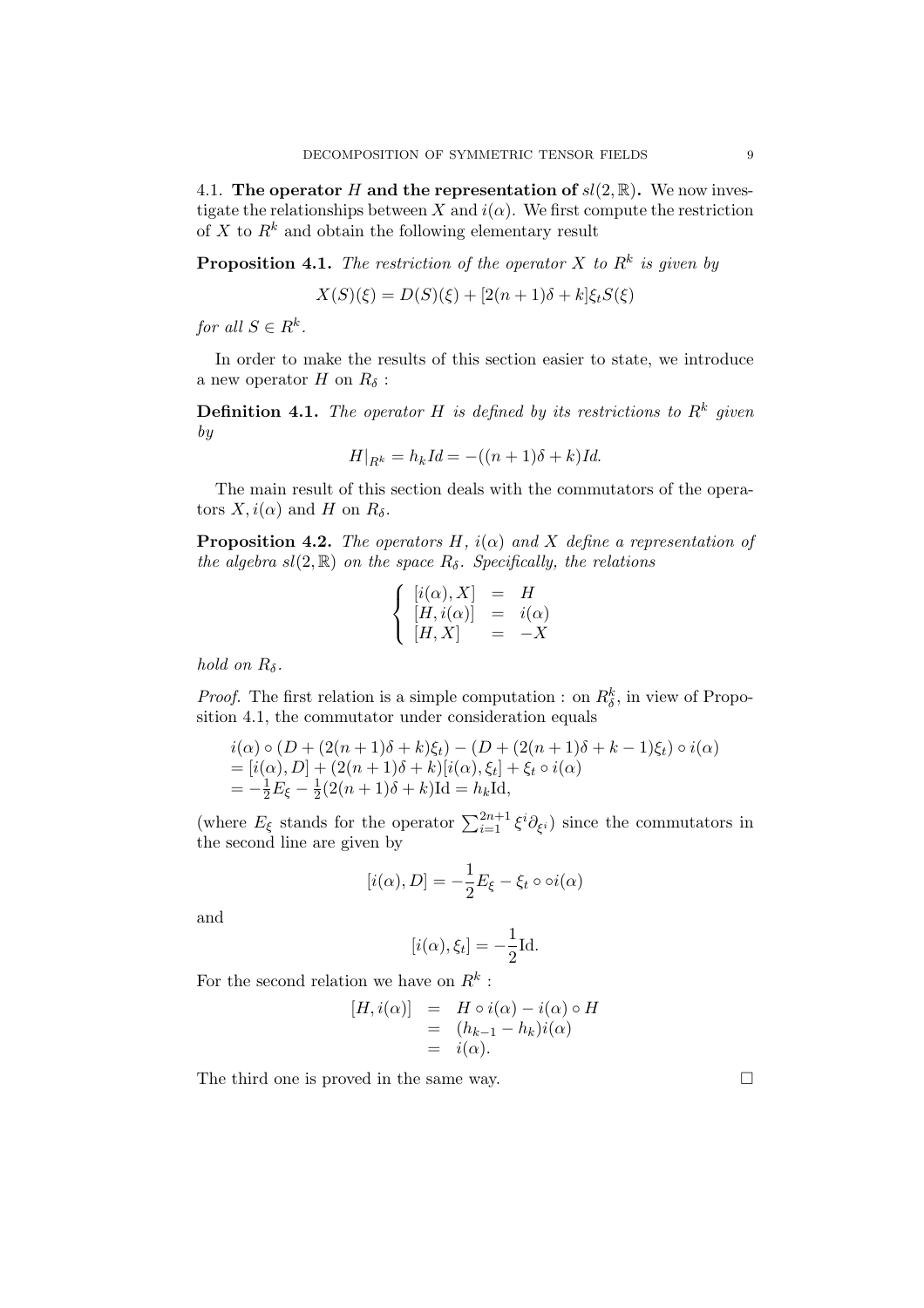4.1. **The operator $H$ and the representation of $sl(2,\mathbb{R})$.** We now investigate the relationships between $X$ and $i(\alpha)$. We first compute the restriction of $X$ to $R^k$ and obtain the following elementary result

**Proposition 4.1.** *The restriction of the operator $X$ to $R^k$ is given by*

$$X(S)(\xi) = D(S)(\xi) + [2(n+1)\delta + k]\xi_t S(\xi)$$

*for all $S \in R^k$.*

In order to make the results of this section easier to state, we introduce a new operator $H$ on $R_\delta$ :

**Definition 4.1.** *The operator $H$ is defined by its restrictions to $R^k$ given by*

$$H|_{R^k} = h_k Id = -((n+1)\delta + k)Id.$$

The main result of this section deals with the commutators of the operators $X, i(\alpha)$ and $H$ on $R_\delta$.

**Proposition 4.2.** *The operators $H$, $i(\alpha)$ and $X$ define a representation of the algebra $sl(2,\mathbb{R})$ on the space $R_\delta$. Specifically, the relations*

$$\left\{ \begin{array}{lcl} [i(\alpha), X] & = & H \\ [H, i(\alpha)] & = & i(\alpha) \\ [H, X] & = & -X \end{array} \right.$$

*hold on $R_\delta$.*

*Proof.* The first relation is a simple computation : on $R^k_\delta$, in view of Proposition 4.1, the commutator under consideration equals

$$\begin{array}{l} i(\alpha) \circ (D + (2(n+1)\delta + k)\xi_t) - (D + (2(n+1)\delta + k - 1)\xi_t) \circ i(\alpha) \\ = [i(\alpha), D] + (2(n+1)\delta + k)[i(\alpha), \xi_t] + \xi_t \circ i(\alpha) \\ = -\frac{1}{2}E_\xi - \frac{1}{2}(2(n+1)\delta + k)\mathrm{Id} = h_k \mathrm{Id}, \end{array}$$

(where $E_\xi$ stands for the operator $\sum_{i=1}^{2n+1} \xi^i \partial_{\xi^i}$) since the commutators in the second line are given by

$$[i(\alpha), D] = -\frac{1}{2}E_\xi - \xi_t \circ \circ i(\alpha)$$

and

$$[i(\alpha), \xi_t] = -\frac{1}{2}\mathrm{Id}.$$

For the second relation we have on $R^k$ :

$$\begin{array}{lcl} [H, i(\alpha)] & = & H \circ i(\alpha) - i(\alpha) \circ H \\ & = & (h_{k-1} - h_k) i(\alpha) \\ & = & i(\alpha). \end{array}$$

The third one is proved in the same way. $\square$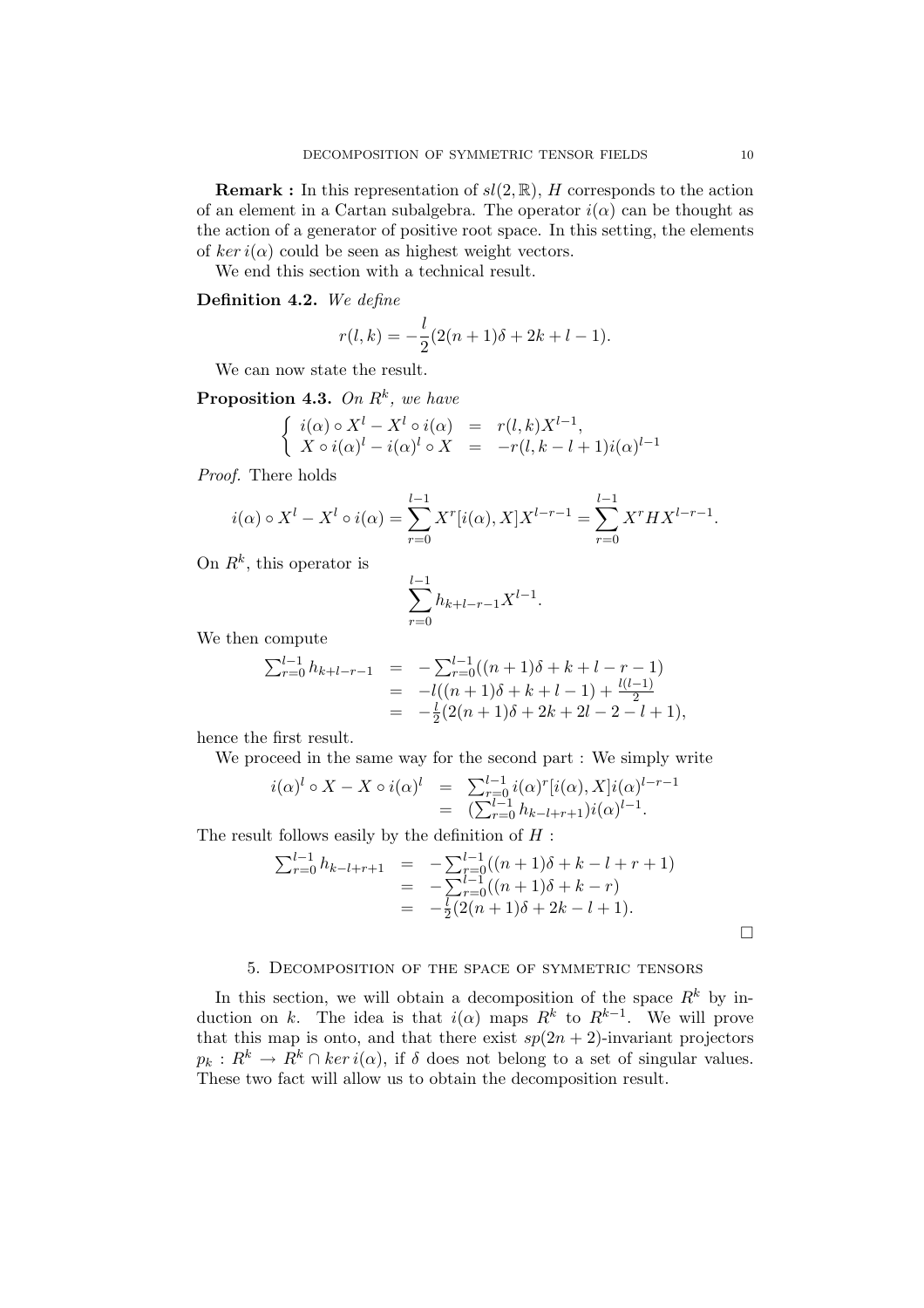**Remark :** In this representation of $sl(2,\mathbb{R})$, $H$ corresponds to the action of an element in a Cartan subalgebra. The operator $i(\alpha)$ can be thought as the action of a generator of positive root space. In this setting, the elements of $ker\, i(\alpha)$ could be seen as highest weight vectors.

We end this section with a technical result.

**Definition 4.2.** *We define*

$$r(l,k) = -\frac{l}{2}(2(n+1)\delta + 2k + l - 1).$$

We can now state the result.

**Proposition 4.3.** *On $R^k$, we have*

$$\begin{cases} i(\alpha) \circ X^l - X^l \circ i(\alpha) &= r(l,k) X^{l-1}, \\ X \circ i(\alpha)^l - i(\alpha)^l \circ X &= -r(l, k-l+1) i(\alpha)^{l-1} \end{cases}$$

*Proof.* There holds

$$i(\alpha) \circ X^l - X^l \circ i(\alpha) = \sum_{r=0}^{l-1} X^r [i(\alpha), X] X^{l-r-1} = \sum_{r=0}^{l-1} X^r H X^{l-r-1}.$$

On $R^k$, this operator is

$$\sum_{r=0}^{l-1} h_{k+l-r-1} X^{l-1}.$$

We then compute

$$\begin{aligned} \sum_{r=0}^{l-1} h_{k+l-r-1} &= -\sum_{r=0}^{l-1}((n+1)\delta + k + l - r - 1) \\ &= -l((n+1)\delta + k + l - 1) + \frac{l(l-1)}{2} \\ &= -\frac{l}{2}(2(n+1)\delta + 2k + 2l - 2 - l + 1), \end{aligned}$$

hence the first result.

We proceed in the same way for the second part : We simply write

$$\begin{aligned} i(\alpha)^l \circ X - X \circ i(\alpha)^l &= \sum_{r=0}^{l-1} i(\alpha)^r [i(\alpha), X] i(\alpha)^{l-r-1} \\ &= (\sum_{r=0}^{l-1} h_{k-l+r+1}) i(\alpha)^{l-1}. \end{aligned}$$

The result follows easily by the definition of $H$ :

$$\begin{aligned} \sum_{r=0}^{l-1} h_{k-l+r+1} &= -\sum_{r=0}^{l-1}((n+1)\delta + k - l + r + 1) \\ &= -\sum_{r=0}^{l-1}((n+1)\delta + k - r) \\ &= -\frac{l}{2}(2(n+1)\delta + 2k - l + 1). \end{aligned}$$

□

## 5. Decomposition of the space of symmetric tensors

In this section, we will obtain a decomposition of the space $R^k$ by induction on $k$. The idea is that $i(\alpha)$ maps $R^k$ to $R^{k-1}$. We will prove that this map is onto, and that there exist $sp(2n+2)$-invariant projectors $p_k : R^k \to R^k \cap ker\, i(\alpha)$, if $\delta$ does not belong to a set of singular values. These two fact will allow us to obtain the decomposition result.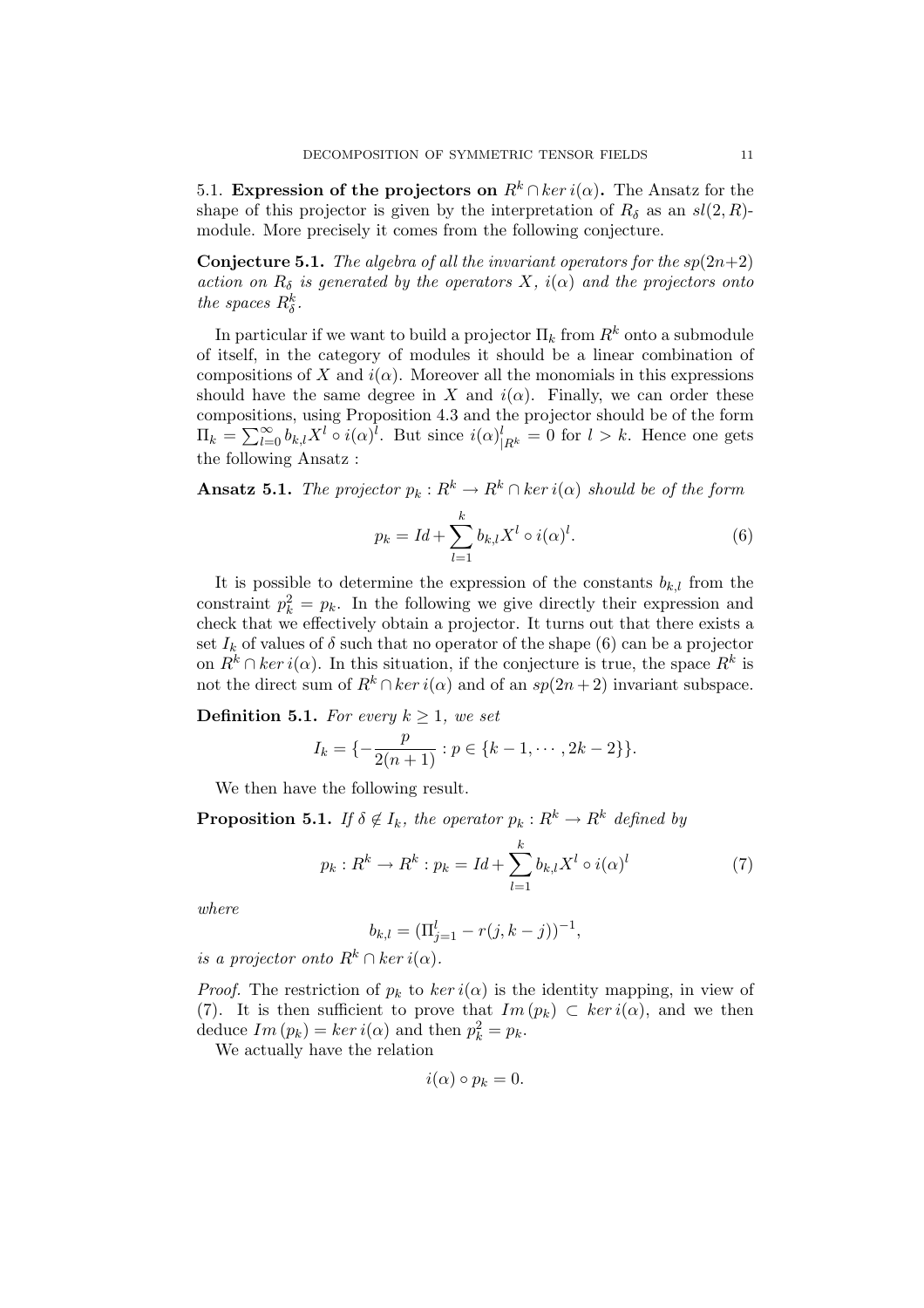### 5.1. Expression of the projectors on $R^k \cap ker\, i(\alpha)$.

The Ansatz for the shape of this projector is given by the interpretation of $R_\delta$ as an $sl(2,R)$-module. More precisely it comes from the following conjecture.

**Conjecture 5.1.** *The algebra of all the invariant operators for the $sp(2n+2)$ action on $R_\delta$ is generated by the operators $X$, $i(\alpha)$ and the projectors onto the spaces $R^k_\delta$.*

In particular if we want to build a projector $\Pi_k$ from $R^k$ onto a submodule of itself, in the category of modules it should be a linear combination of compositions of $X$ and $i(\alpha)$. Moreover all the monomials in this expressions should have the same degree in $X$ and $i(\alpha)$. Finally, we can order these compositions, using Proposition 4.3 and the projector should be of the form $\Pi_k = \sum_{l=0}^{\infty} b_{k,l} X^l \circ i(\alpha)^l$. But since $i(\alpha)^l_{|R^k} = 0$ for $l > k$. Hence one gets the following Ansatz :

**Ansatz 5.1.** *The projector $p_k : R^k \to R^k \cap ker\, i(\alpha)$ should be of the form*

$$p_k = Id + \sum_{l=1}^{k} b_{k,l} X^l \circ i(\alpha)^l. \tag{6}$$

It is possible to determine the expression of the constants $b_{k,l}$ from the constraint $p_k^2 = p_k$. In the following we give directly their expression and check that we effectively obtain a projector. It turns out that there exists a set $I_k$ of values of $\delta$ such that no operator of the shape (6) can be a projector on $R^k \cap ker\, i(\alpha)$. In this situation, if the conjecture is true, the space $R^k$ is not the direct sum of $R^k \cap ker\, i(\alpha)$ and of an $sp(2n+2)$ invariant subspace.

**Definition 5.1.** *For every $k \geq 1$, we set*

$$I_k = \{-\frac{p}{2(n+1)} : p \in \{k-1, \cdots, 2k-2\}\}.$$

We then have the following result.

**Proposition 5.1.** *If $\delta \notin I_k$, the operator $p_k : R^k \to R^k$ defined by*

$$p_k : R^k \to R^k : p_k = Id + \sum_{l=1}^{k} b_{k,l} X^l \circ i(\alpha)^l \tag{7}$$

*where*

$$b_{k,l} = (\Pi_{j=1}^{l} - r(j, k-j))^{-1},$$

*is a projector onto $R^k \cap ker\, i(\alpha)$.*

*Proof.* The restriction of $p_k$ to $ker\, i(\alpha)$ is the identity mapping, in view of (7). It is then sufficient to prove that $Im\,(p_k) \subset ker\, i(\alpha)$, and we then deduce $Im\,(p_k) = ker\, i(\alpha)$ and then $p_k^2 = p_k$.

We actually have the relation

$$i(\alpha) \circ p_k = 0.$$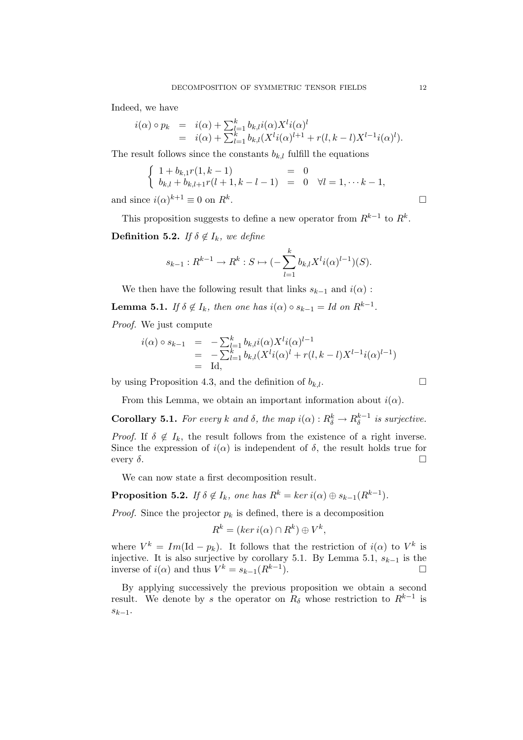Indeed, we have

$$
\begin{array}{rcl}
i(\alpha)\circ p_k & = & i(\alpha)+\sum_{l=1}^k b_{k,l} i(\alpha) X^l i(\alpha)^l \\
& = & i(\alpha)+\sum_{l=1}^k b_{k,l}(X^l i(\alpha)^{l+1}+r(l,k-l)X^{l-1}i(\alpha)^l).
\end{array}
$$

The result follows since the constants $b_{k,l}$ fulfill the equations

$$
\left\{
\begin{array}{lcl}
1+b_{k,1}r(1,k-1) & = & 0 \\
b_{k,l}+b_{k,l+1}r(l+1,k-l-1) & = & 0 \quad \forall l=1,\cdots k-1,
\end{array}
\right.
$$

and since $i(\alpha)^{k+1}\equiv 0$ on $R^k$. $\square$

This proposition suggests to define a new operator from $R^{k-1}$ to $R^k$.

**Definition 5.2.** *If $\delta \notin I_k$, we define*

$$
s_{k-1}: R^{k-1}\to R^k : S \mapsto (-\sum_{l=1}^k b_{k,l} X^l i(\alpha)^{l-1})(S).
$$

We then have the following result that links $s_{k-1}$ and $i(\alpha)$ :

**Lemma 5.1.** *If $\delta \notin I_k$, then one has $i(\alpha)\circ s_{k-1} = Id$ on $R^{k-1}$.*

*Proof.* We just compute

$$
\begin{array}{rcl}
i(\alpha)\circ s_{k-1} & = & -\sum_{l=1}^k b_{k,l} i(\alpha) X^l i(\alpha)^{l-1} \\
& = & -\sum_{l=1}^k b_{k,l}(X^l i(\alpha)^l + r(l,k-l)X^{l-1}i(\alpha)^{l-1}) \\
& = & \text{Id},
\end{array}
$$

by using Proposition 4.3, and the definition of $b_{k,l}$. $\square$

From this Lemma, we obtain an important information about $i(\alpha)$.

**Corollary 5.1.** *For every $k$ and $\delta$, the map $i(\alpha): R^k_\delta \to R^{k-1}_\delta$ is surjective.*

*Proof.* If $\delta \notin I_k$, the result follows from the existence of a right inverse. Since the expression of $i(\alpha)$ is independent of $\delta$, the result holds true for every $\delta$. $\square$

We can now state a first decomposition result.

**Proposition 5.2.** *If $\delta \notin I_k$, one has $R^k = ker\, i(\alpha) \oplus s_{k-1}(R^{k-1})$.*

*Proof.* Since the projector $p_k$ is defined, there is a decomposition

$$
R^k = (ker\, i(\alpha)\cap R^k)\oplus V^k,
$$

where $V^k = Im(\text{Id}-p_k)$. It follows that the restriction of $i(\alpha)$ to $V^k$ is injective. It is also surjective by corollary 5.1. By Lemma 5.1, $s_{k-1}$ is the inverse of $i(\alpha)$ and thus $V^k = s_{k-1}(R^{k-1})$. $\square$

By applying successively the previous proposition we obtain a second result. We denote by $s$ the operator on $R_\delta$ whose restriction to $R^{k-1}$ is $s_{k-1}$.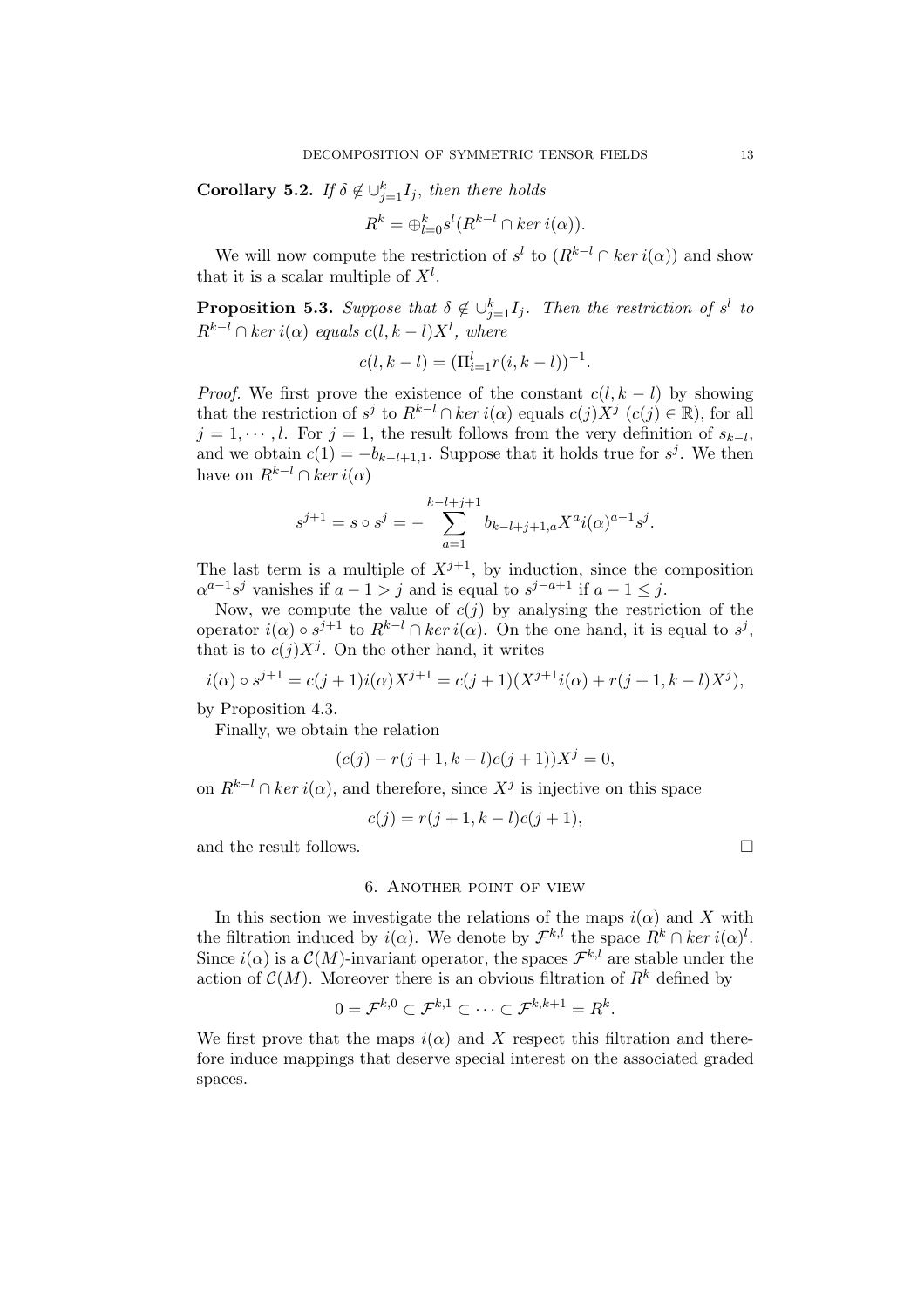**Corollary 5.2.** *If $\delta \notin \cup_{j=1}^k I_j$, then there holds*

$$R^k = \oplus_{l=0}^k s^l(R^{k-l} \cap ker\, i(\alpha)).$$

We will now compute the restriction of $s^l$ to $(R^{k-l} \cap ker\, i(\alpha))$ and show that it is a scalar multiple of $X^l$.

**Proposition 5.3.** *Suppose that $\delta \notin \cup_{j=1}^k I_j$. Then the restriction of $s^l$ to $R^{k-l} \cap ker\, i(\alpha)$ equals $c(l, k-l)X^l$, where*

$$c(l, k-l) = (\Pi_{i=1}^l r(i, k-l))^{-1}.$$

*Proof.* We first prove the existence of the constant $c(l, k-l)$ by showing that the restriction of $s^j$ to $R^{k-l} \cap ker\, i(\alpha)$ equals $c(j)X^j$ ($c(j) \in \mathbb{R}$), for all $j = 1, \cdots, l$. For $j = 1$, the result follows from the very definition of $s_{k-l}$, and we obtain $c(1) = -b_{k-l+1,1}$. Suppose that it holds true for $s^j$. We then have on $R^{k-l} \cap ker\, i(\alpha)$

$$s^{j+1} = s \circ s^j = -\sum_{a=1}^{k-l+j+1} b_{k-l+j+1,a} X^a i(\alpha)^{a-1} s^j.$$

The last term is a multiple of $X^{j+1}$, by induction, since the composition $\alpha^{a-1}s^j$ vanishes if $a-1 > j$ and is equal to $s^{j-a+1}$ if $a-1 \leq j$.

Now, we compute the value of $c(j)$ by analysing the restriction of the operator $i(\alpha) \circ s^{j+1}$ to $R^{k-l} \cap ker\, i(\alpha)$. On the one hand, it is equal to $s^j$, that is to $c(j)X^j$. On the other hand, it writes

$$i(\alpha) \circ s^{j+1} = c(j+1)i(\alpha)X^{j+1} = c(j+1)(X^{j+1}i(\alpha) + r(j+1, k-l)X^j),$$

by Proposition 4.3.

Finally, we obtain the relation

$$(c(j) - r(j+1, k-l)c(j+1))X^j = 0,$$

on $R^{k-l} \cap ker\, i(\alpha)$, and therefore, since $X^j$ is injective on this space

$$c(j) = r(j+1, k-l)c(j+1),$$

and the result follows. $\square$

## 6. Another point of view

In this section we investigate the relations of the maps $i(\alpha)$ and $X$ with the filtration induced by $i(\alpha)$. We denote by $\mathcal{F}^{k,l}$ the space $R^k \cap ker\, i(\alpha)^l$. Since $i(\alpha)$ is a $\mathcal{C}(M)$-invariant operator, the spaces $\mathcal{F}^{k,l}$ are stable under the action of $\mathcal{C}(M)$. Moreover there is an obvious filtration of $R^k$ defined by

$$0 = \mathcal{F}^{k,0} \subset \mathcal{F}^{k,1} \subset \cdots \subset \mathcal{F}^{k,k+1} = R^k.$$

We first prove that the maps $i(\alpha)$ and $X$ respect this filtration and therefore induce mappings that deserve special interest on the associated graded spaces.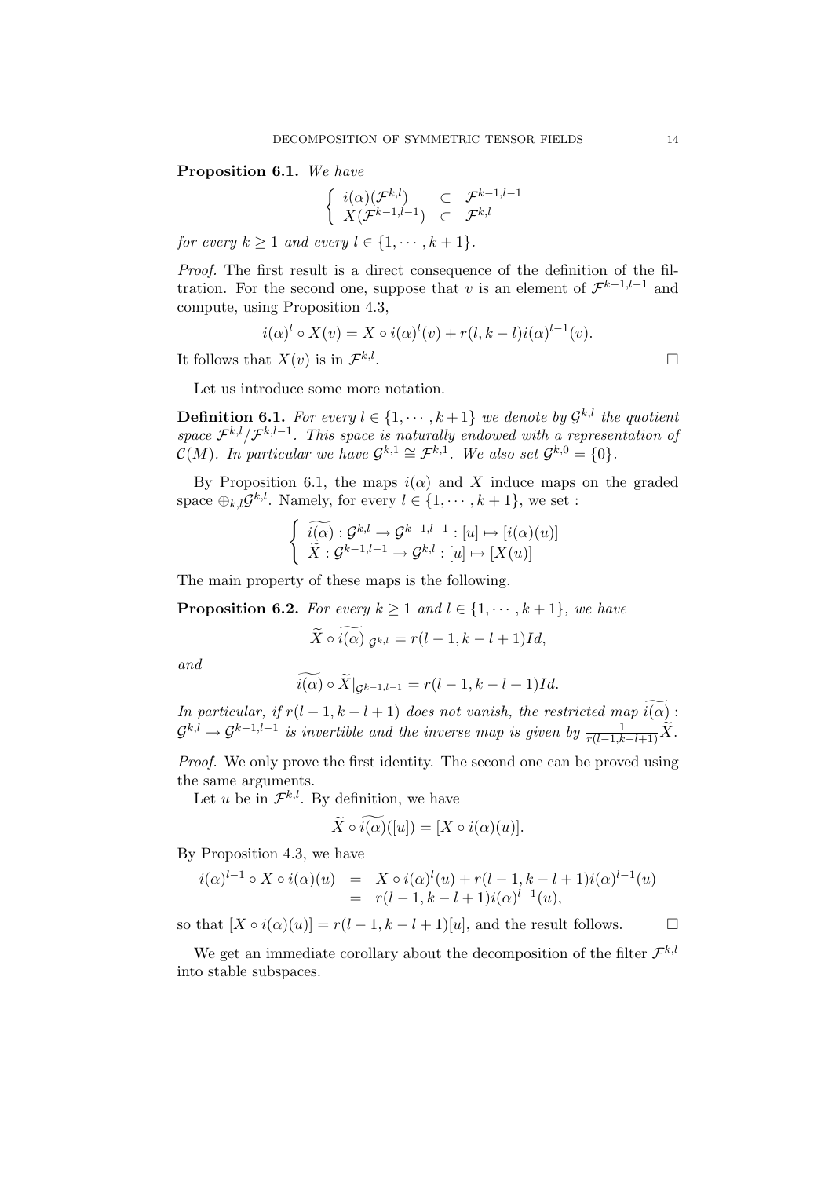**Proposition 6.1.** *We have*

$$\left\{ \begin{array}{lcl} i(\alpha)(\mathcal{F}^{k,l}) & \subset & \mathcal{F}^{k-1,l-1} \\ X(\mathcal{F}^{k-1,l-1}) & \subset & \mathcal{F}^{k,l} \end{array} \right.$$

*for every $k \geq 1$ and every $l \in \{1, \cdots, k+1\}$.*

*Proof.* The first result is a direct consequence of the definition of the filtration. For the second one, suppose that $v$ is an element of $\mathcal{F}^{k-1,l-1}$ and compute, using Proposition 4.3,

$$i(\alpha)^l \circ X(v) = X \circ i(\alpha)^l(v) + r(l, k-l) i(\alpha)^{l-1}(v).$$

It follows that $X(v)$ is in $\mathcal{F}^{k,l}$. □

Let us introduce some more notation.

**Definition 6.1.** *For every $l \in \{1, \cdots, k+1\}$ we denote by $\mathcal{G}^{k,l}$ the quotient space $\mathcal{F}^{k,l}/\mathcal{F}^{k,l-1}$. This space is naturally endowed with a representation of $\mathcal{C}(M)$. In particular we have $\mathcal{G}^{k,1} \cong \mathcal{F}^{k,1}$. We also set $\mathcal{G}^{k,0} = \{0\}$.*

By Proposition 6.1, the maps $i(\alpha)$ and $X$ induce maps on the graded space $\oplus_{k,l}\mathcal{G}^{k,l}$. Namely, for every $l \in \{1, \cdots, k+1\}$, we set :

$$\left\{ \begin{array}{l} \widetilde{i(\alpha)} : \mathcal{G}^{k,l} \to \mathcal{G}^{k-1,l-1} : [u] \mapsto [i(\alpha)(u)] \\ \widetilde{X} : \mathcal{G}^{k-1,l-1} \to \mathcal{G}^{k,l} : [u] \mapsto [X(u)] \end{array} \right.$$

The main property of these maps is the following.

**Proposition 6.2.** *For every $k \geq 1$ and $l \in \{1, \cdots, k+1\}$, we have*

$$\widetilde{X} \circ \widetilde{i(\alpha)}|_{\mathcal{G}^{k,l}} = r(l-1, k-l+1) Id,$$

*and*

$$\widetilde{i(\alpha)} \circ \widetilde{X}|_{\mathcal{G}^{k-1,l-1}} = r(l-1, k-l+1) Id.$$

*In particular, if $r(l-1, k-l+1)$ does not vanish, the restricted map $\widetilde{i(\alpha)} : \mathcal{G}^{k,l} \to \mathcal{G}^{k-1,l-1}$ is invertible and the inverse map is given by $\frac{1}{r(l-1,k-l+1)}\widetilde{X}$.*

*Proof.* We only prove the first identity. The second one can be proved using the same arguments.

Let $u$ be in $\mathcal{F}^{k,l}$. By definition, we have

$$\widetilde{X} \circ \widetilde{i(\alpha)}([u]) = [X \circ i(\alpha)(u)].$$

By Proposition 4.3, we have

$$\begin{array}{lcl} i(\alpha)^{l-1} \circ X \circ i(\alpha)(u) & = & X \circ i(\alpha)^l(u) + r(l-1, k-l+1) i(\alpha)^{l-1}(u) \\ & = & r(l-1, k-l+1) i(\alpha)^{l-1}(u), \end{array}$$

so that $[X \circ i(\alpha)(u)] = r(l-1, k-l+1)[u]$, and the result follows. □

We get an immediate corollary about the decomposition of the filter $\mathcal{F}^{k,l}$ into stable subspaces.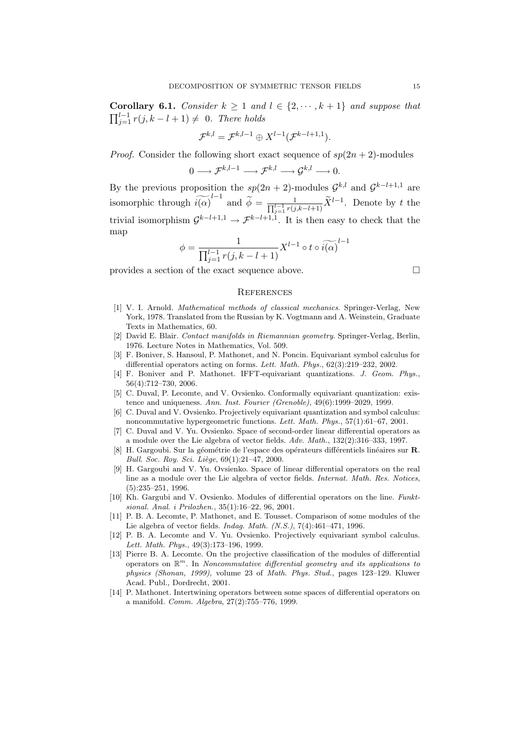**Corollary 6.1.** *Consider $k \geq 1$ and $l \in \{2, \cdots, k+1\}$ and suppose that $\prod_{j=1}^{l-1} r(j, k-l+1) \neq 0$. There holds*

$$\mathcal{F}^{k,l} = \mathcal{F}^{k,l-1} \oplus X^{l-1}(\mathcal{F}^{k-l+1,1}).$$

*Proof.* Consider the following short exact sequence of $sp(2n+2)$-modules

$$0 \longrightarrow \mathcal{F}^{k,l-1} \longrightarrow \mathcal{F}^{k,l} \longrightarrow \mathcal{G}^{k,l} \longrightarrow 0.$$

By the previous proposition the $sp(2n+2)$-modules $\mathcal{G}^{k,l}$ and $\mathcal{G}^{k-l+1,1}$ are isomorphic through $\widetilde{i(\alpha)}^{l-1}$ and $\widetilde{\phi} = \frac{1}{\prod_{j=1}^{l-1} r(j,k-l+1)} \widetilde{X}^{l-1}$. Denote by $t$ the trivial isomorphism $\mathcal{G}^{k-l+1,1} \to \mathcal{F}^{k-l+1,1}$. It is then easy to check that the map

$$\phi = \frac{1}{\prod_{j=1}^{l-1} r(j, k-l+1)} X^{l-1} \circ t \circ \widetilde{i(\alpha)}^{l-1}$$

provides a section of the exact sequence above. □

## References

[1] V. I. Arnold. *Mathematical methods of classical mechanics*. Springer-Verlag, New York, 1978. Translated from the Russian by K. Vogtmann and A. Weinstein, Graduate Texts in Mathematics, 60.

[2] David E. Blair. *Contact manifolds in Riemannian geometry*. Springer-Verlag, Berlin, 1976. Lecture Notes in Mathematics, Vol. 509.

[3] F. Boniver, S. Hansoul, P. Mathonet, and N. Poncin. Equivariant symbol calculus for differential operators acting on forms. *Lett. Math. Phys.*, 62(3):219–232, 2002.

[4] F. Boniver and P. Mathonet. IFFT-equivariant quantizations. *J. Geom. Phys.*, 56(4):712–730, 2006.

[5] C. Duval, P. Lecomte, and V. Ovsienko. Conformally equivariant quantization: existence and uniqueness. *Ann. Inst. Fourier (Grenoble)*, 49(6):1999–2029, 1999.

[6] C. Duval and V. Ovsienko. Projectively equivariant quantization and symbol calculus: noncommutative hypergeometric functions. *Lett. Math. Phys.*, 57(1):61–67, 2001.

[7] C. Duval and V. Yu. Ovsienko. Space of second-order linear differential operators as a module over the Lie algebra of vector fields. *Adv. Math.*, 132(2):316–333, 1997.

[8] H. Gargoubi. Sur la géométrie de l'espace des opérateurs différentiels linéaires sur **R**. *Bull. Soc. Roy. Sci. Liège*, 69(1):21–47, 2000.

[9] H. Gargoubi and V. Yu. Ovsienko. Space of linear differential operators on the real line as a module over the Lie algebra of vector fields. *Internat. Math. Res. Notices*, (5):235–251, 1996.

[10] Kh. Gargubi and V. Ovsienko. Modules of differential operators on the line. *Funktsional. Anal. i Prilozhen.*, 35(1):16–22, 96, 2001.

[11] P. B. A. Lecomte, P. Mathonet, and E. Tousset. Comparison of some modules of the Lie algebra of vector fields. *Indag. Math. (N.S.)*, 7(4):461–471, 1996.

[12] P. B. A. Lecomte and V. Yu. Ovsienko. Projectively equivariant symbol calculus. *Lett. Math. Phys.*, 49(3):173–196, 1999.

[13] Pierre B. A. Lecomte. On the projective classification of the modules of differential operators on $\mathbb{R}^m$. In *Noncommutative differential geometry and its applications to physics (Shonan, 1999)*, volume 23 of *Math. Phys. Stud.*, pages 123–129. Kluwer Acad. Publ., Dordrecht, 2001.

[14] P. Mathonet. Intertwining operators between some spaces of differential operators on a manifold. *Comm. Algebra*, 27(2):755–776, 1999.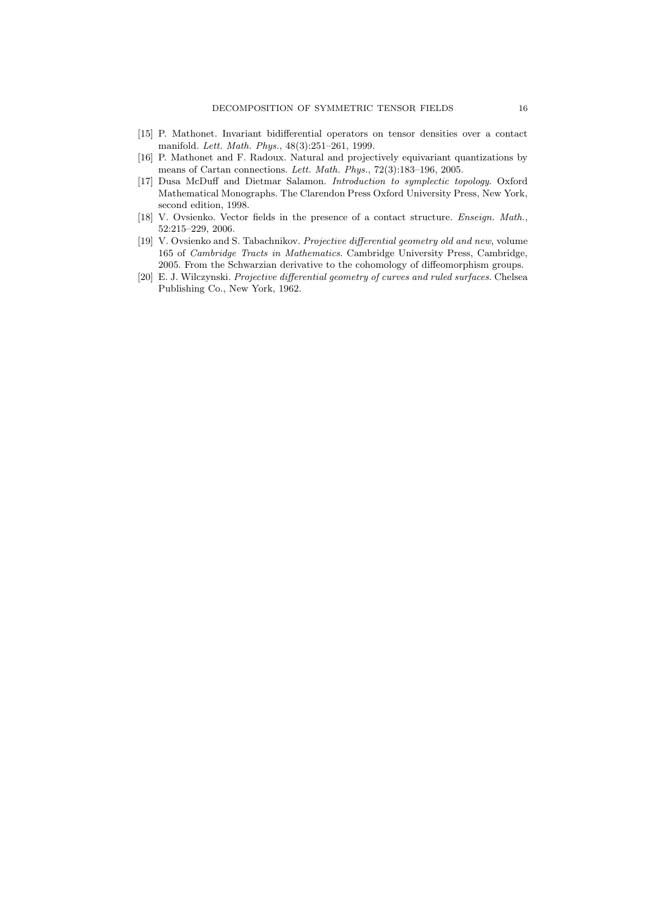[15] P. Mathonet. Invariant bidifferential operators on tensor densities over a contact manifold. *Lett. Math. Phys.*, 48(3):251–261, 1999.

[16] P. Mathonet and F. Radoux. Natural and projectively equivariant quantizations by means of Cartan connections. *Lett. Math. Phys.*, 72(3):183–196, 2005.

[17] Dusa McDuff and Dietmar Salamon. *Introduction to symplectic topology*. Oxford Mathematical Monographs. The Clarendon Press Oxford University Press, New York, second edition, 1998.

[18] V. Ovsienko. Vector fields in the presence of a contact structure. *Enseign. Math.*, 52:215–229, 2006.

[19] V. Ovsienko and S. Tabachnikov. *Projective differential geometry old and new*, volume 165 of *Cambridge Tracts in Mathematics*. Cambridge University Press, Cambridge, 2005. From the Schwarzian derivative to the cohomology of diffeomorphism groups.

[20] E. J. Wilczynski. *Projective differential geometry of curves and ruled surfaces*. Chelsea Publishing Co., New York, 1962.